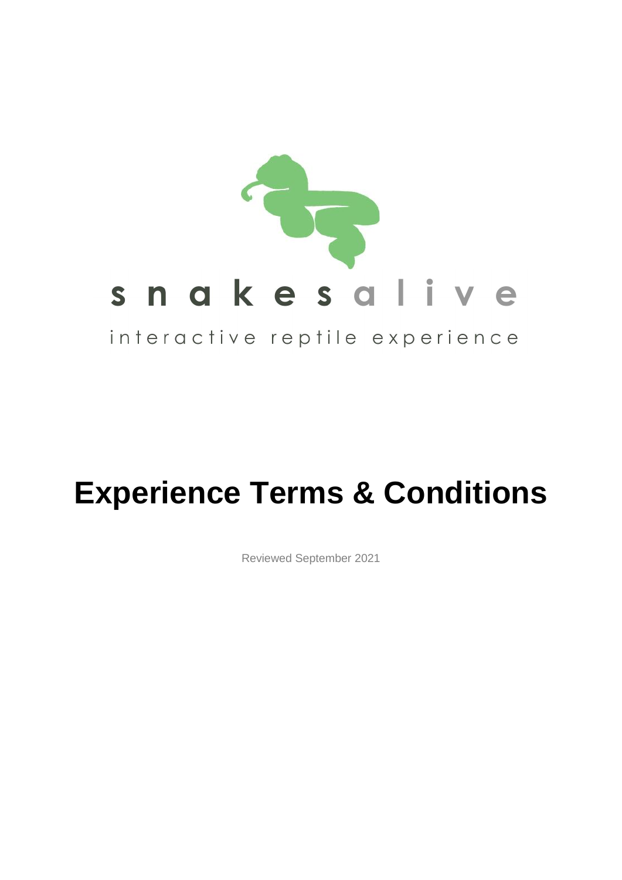snakesalive

interactive reptile experience

# Experience Terms & Conditions

Reviewed September 2021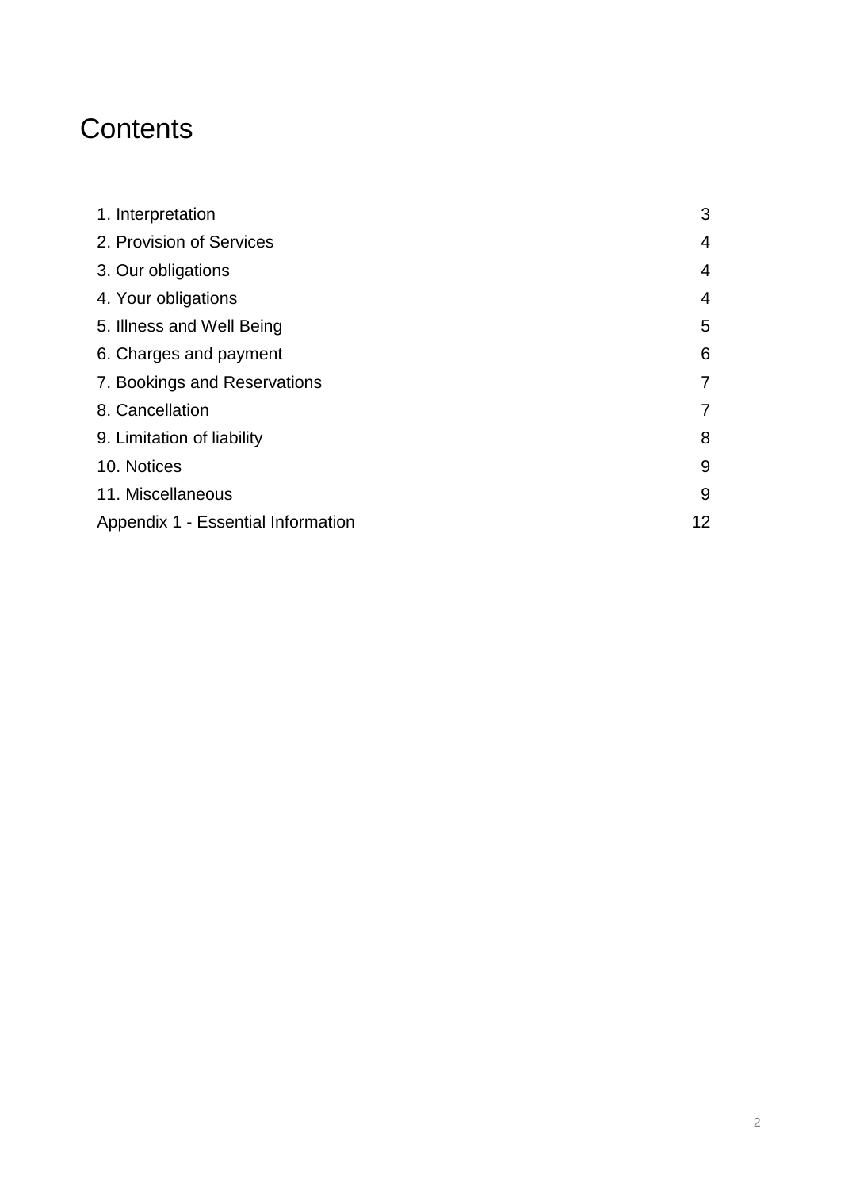# Contents

| | |
|---|---|
| 1. Interpretation | 3 |
| 2. Provision of Services | 4 |
| 3. Our obligations | 4 |
| 4. Your obligations | 4 |
| 5. Illness and Well Being | 5 |
| 6. Charges and payment | 6 |
| 7. Bookings and Reservations | 7 |
| 8. Cancellation | 7 |
| 9. Limitation of liability | 8 |
| 10. Notices | 9 |
| 11. Miscellaneous | 9 |
| Appendix 1 - Essential Information | 12 |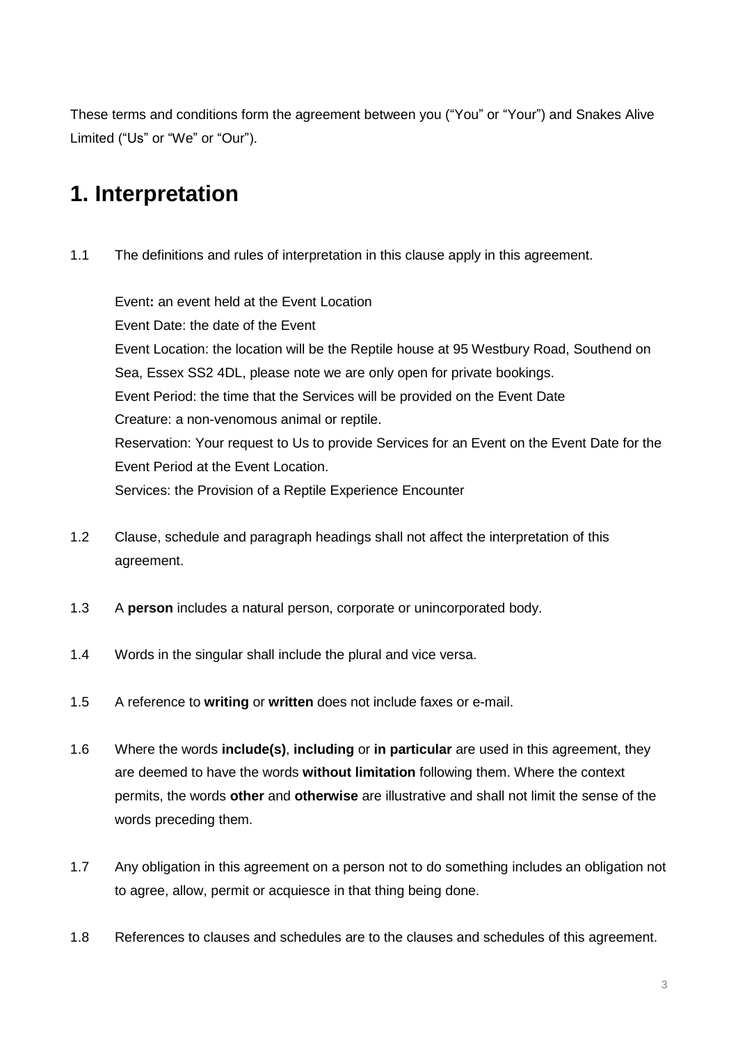These terms and conditions form the agreement between you ("You" or "Your") and Snakes Alive Limited ("Us" or "We" or "Our").

# 1. Interpretation

1.1 The definitions and rules of interpretation in this clause apply in this agreement.

Event**:** an event held at the Event Location
Event Date: the date of the Event
Event Location: the location will be the Reptile house at 95 Westbury Road, Southend on Sea, Essex SS2 4DL, please note we are only open for private bookings.
Event Period: the time that the Services will be provided on the Event Date
Creature: a non-venomous animal or reptile.
Reservation: Your request to Us to provide Services for an Event on the Event Date for the Event Period at the Event Location.
Services: the Provision of a Reptile Experience Encounter

1.2 Clause, schedule and paragraph headings shall not affect the interpretation of this agreement.

1.3 A **person** includes a natural person, corporate or unincorporated body.

1.4 Words in the singular shall include the plural and vice versa.

1.5 A reference to **writing** or **written** does not include faxes or e-mail.

1.6 Where the words **include(s)**, **including** or **in particular** are used in this agreement, they are deemed to have the words **without limitation** following them. Where the context permits, the words **other** and **otherwise** are illustrative and shall not limit the sense of the words preceding them.

1.7 Any obligation in this agreement on a person not to do something includes an obligation not to agree, allow, permit or acquiesce in that thing being done.

1.8 References to clauses and schedules are to the clauses and schedules of this agreement.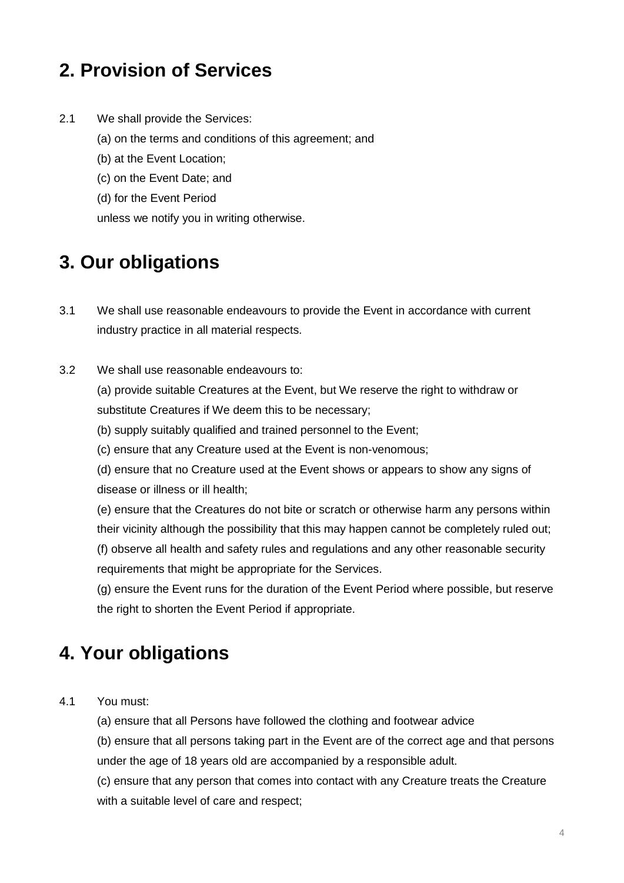## 2. Provision of Services

2.1 We shall provide the Services:

(a) on the terms and conditions of this agreement; and

(b) at the Event Location;

(c) on the Event Date; and

(d) for the Event Period

unless we notify you in writing otherwise.

## 3. Our obligations

3.1 We shall use reasonable endeavours to provide the Event in accordance with current industry practice in all material respects.

3.2 We shall use reasonable endeavours to:

(a) provide suitable Creatures at the Event, but We reserve the right to withdraw or substitute Creatures if We deem this to be necessary;

(b) supply suitably qualified and trained personnel to the Event;

(c) ensure that any Creature used at the Event is non-venomous;

(d) ensure that no Creature used at the Event shows or appears to show any signs of disease or illness or ill health;

(e) ensure that the Creatures do not bite or scratch or otherwise harm any persons within their vicinity although the possibility that this may happen cannot be completely ruled out;

(f) observe all health and safety rules and regulations and any other reasonable security requirements that might be appropriate for the Services.

(g) ensure the Event runs for the duration of the Event Period where possible, but reserve the right to shorten the Event Period if appropriate.

## 4. Your obligations

4.1 You must:

(a) ensure that all Persons have followed the clothing and footwear advice

(b) ensure that all persons taking part in the Event are of the correct age and that persons under the age of 18 years old are accompanied by a responsible adult.

(c) ensure that any person that comes into contact with any Creature treats the Creature with a suitable level of care and respect;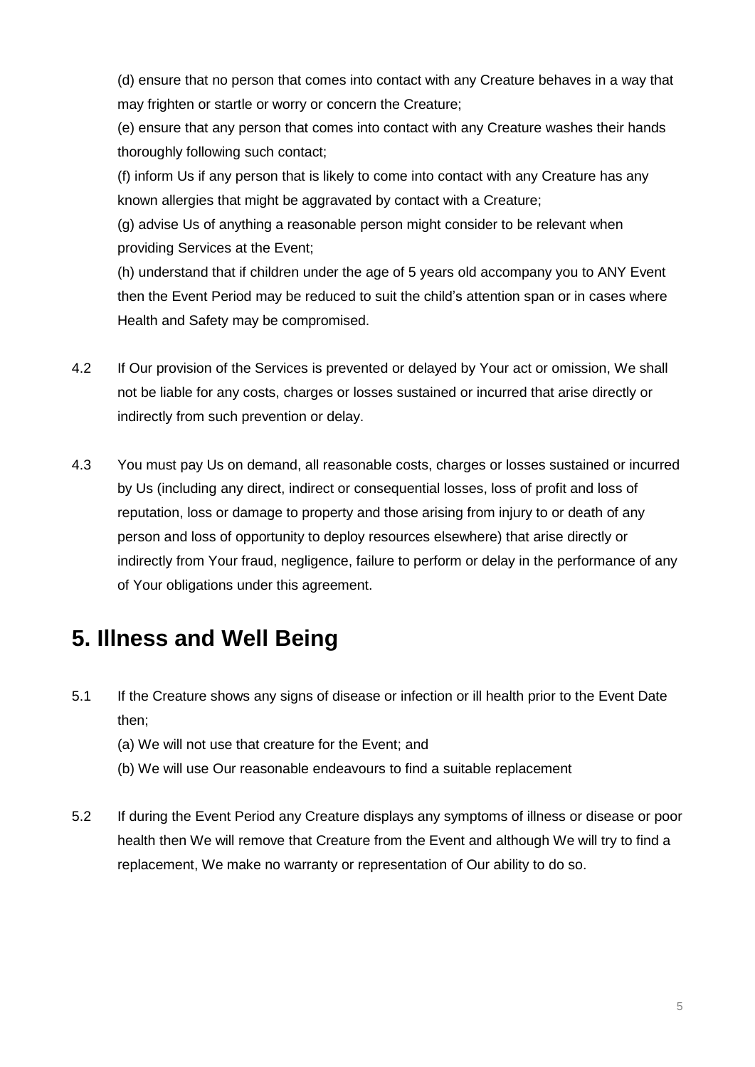(d) ensure that no person that comes into contact with any Creature behaves in a way that may frighten or startle or worry or concern the Creature;

(e) ensure that any person that comes into contact with any Creature washes their hands thoroughly following such contact;

(f) inform Us if any person that is likely to come into contact with any Creature has any known allergies that might be aggravated by contact with a Creature;

(g) advise Us of anything a reasonable person might consider to be relevant when providing Services at the Event;

(h) understand that if children under the age of 5 years old accompany you to ANY Event then the Event Period may be reduced to suit the child's attention span or in cases where Health and Safety may be compromised.

4.2 If Our provision of the Services is prevented or delayed by Your act or omission, We shall not be liable for any costs, charges or losses sustained or incurred that arise directly or indirectly from such prevention or delay.

4.3 You must pay Us on demand, all reasonable costs, charges or losses sustained or incurred by Us (including any direct, indirect or consequential losses, loss of profit and loss of reputation, loss or damage to property and those arising from injury to or death of any person and loss of opportunity to deploy resources elsewhere) that arise directly or indirectly from Your fraud, negligence, failure to perform or delay in the performance of any of Your obligations under this agreement.

# 5. Illness and Well Being

5.1 If the Creature shows any signs of disease or infection or ill health prior to the Event Date then;

(a) We will not use that creature for the Event; and

(b) We will use Our reasonable endeavours to find a suitable replacement

5.2 If during the Event Period any Creature displays any symptoms of illness or disease or poor health then We will remove that Creature from the Event and although We will try to find a replacement, We make no warranty or representation of Our ability to do so.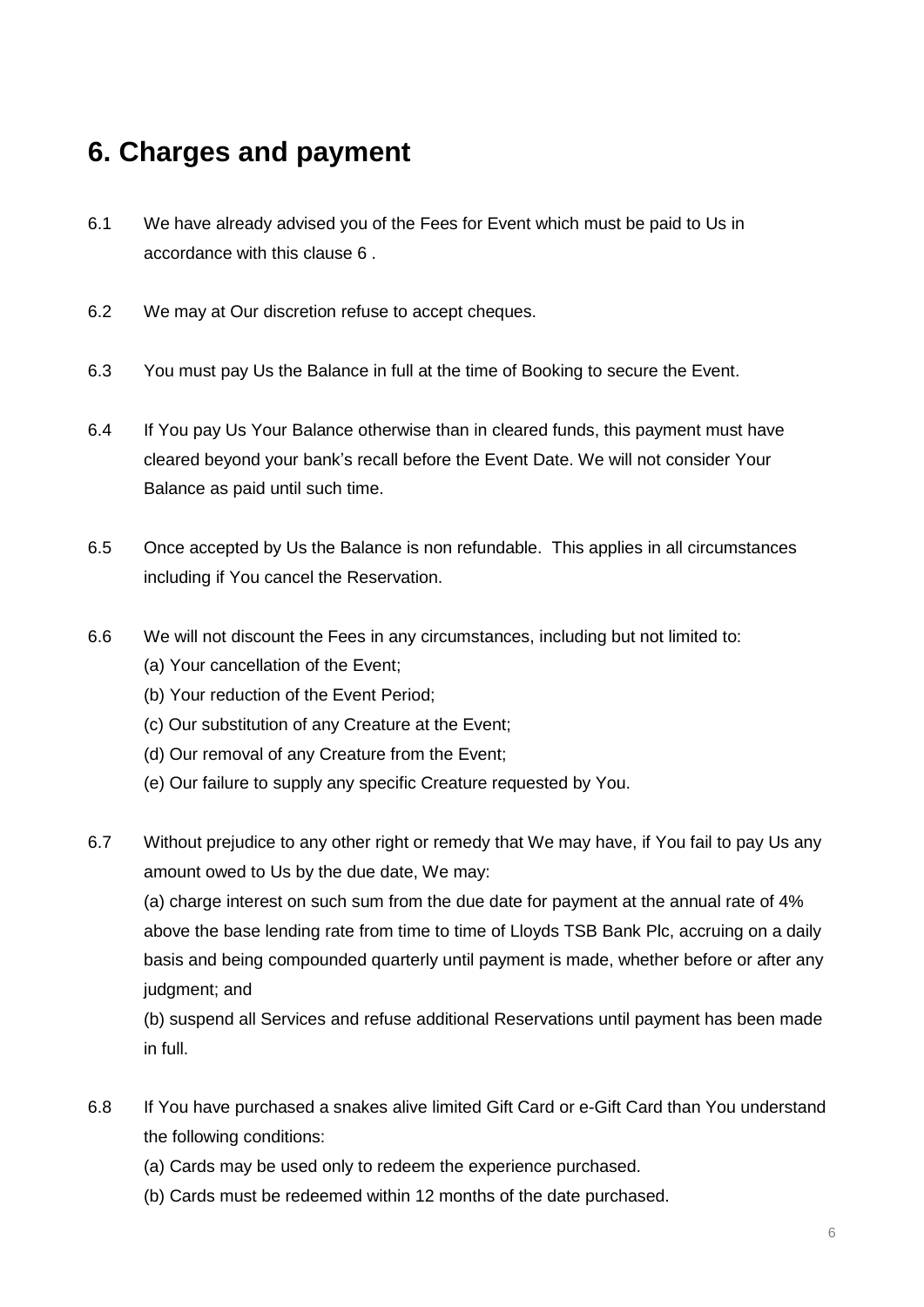## 6. Charges and payment

6.1 We have already advised you of the Fees for Event which must be paid to Us in accordance with this clause 6 .

6.2 We may at Our discretion refuse to accept cheques.

6.3 You must pay Us the Balance in full at the time of Booking to secure the Event.

6.4 If You pay Us Your Balance otherwise than in cleared funds, this payment must have cleared beyond your bank's recall before the Event Date. We will not consider Your Balance as paid until such time.

6.5 Once accepted by Us the Balance is non refundable. This applies in all circumstances including if You cancel the Reservation.

6.6 We will not discount the Fees in any circumstances, including but not limited to:
(a) Your cancellation of the Event;
(b) Your reduction of the Event Period;
(c) Our substitution of any Creature at the Event;
(d) Our removal of any Creature from the Event;
(e) Our failure to supply any specific Creature requested by You.

6.7 Without prejudice to any other right or remedy that We may have, if You fail to pay Us any amount owed to Us by the due date, We may:
(a) charge interest on such sum from the due date for payment at the annual rate of 4% above the base lending rate from time to time of Lloyds TSB Bank Plc, accruing on a daily basis and being compounded quarterly until payment is made, whether before or after any judgment; and
(b) suspend all Services and refuse additional Reservations until payment has been made in full.

6.8 If You have purchased a snakes alive limited Gift Card or e-Gift Card than You understand the following conditions:
(a) Cards may be used only to redeem the experience purchased.
(b) Cards must be redeemed within 12 months of the date purchased.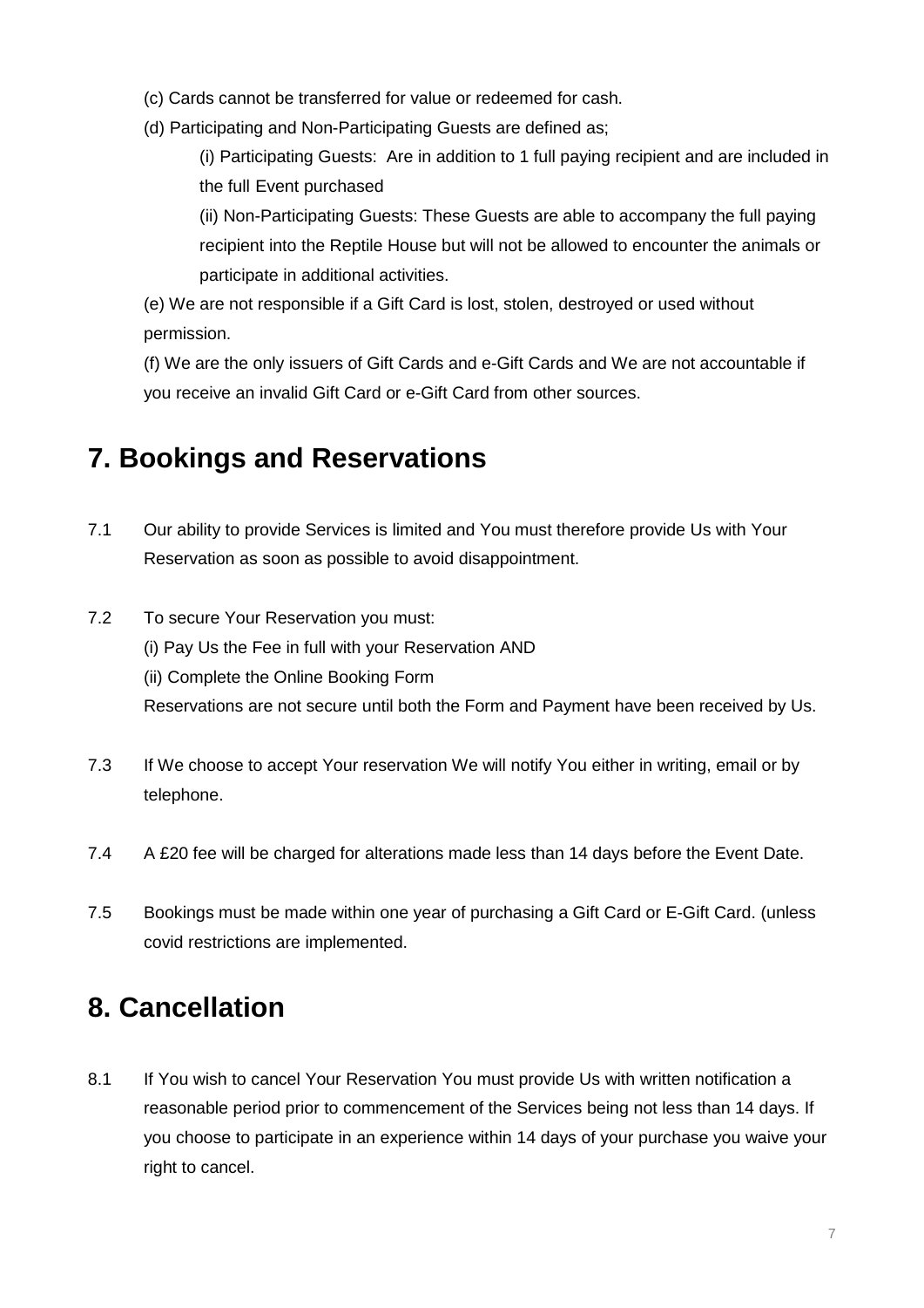(c) Cards cannot be transferred for value or redeemed for cash.

(d) Participating and Non-Participating Guests are defined as;

(i) Participating Guests: Are in addition to 1 full paying recipient and are included in the full Event purchased

(ii) Non-Participating Guests: These Guests are able to accompany the full paying recipient into the Reptile House but will not be allowed to encounter the animals or participate in additional activities.

(e) We are not responsible if a Gift Card is lost, stolen, destroyed or used without permission.

(f) We are the only issuers of Gift Cards and e-Gift Cards and We are not accountable if you receive an invalid Gift Card or e-Gift Card from other sources.

## 7. Bookings and Reservations

7.1 Our ability to provide Services is limited and You must therefore provide Us with Your Reservation as soon as possible to avoid disappointment.

7.2 To secure Your Reservation you must:

(i) Pay Us the Fee in full with your Reservation AND

(ii) Complete the Online Booking Form

Reservations are not secure until both the Form and Payment have been received by Us.

7.3 If We choose to accept Your reservation We will notify You either in writing, email or by telephone.

7.4 A £20 fee will be charged for alterations made less than 14 days before the Event Date.

7.5 Bookings must be made within one year of purchasing a Gift Card or E-Gift Card. (unless covid restrictions are implemented.

## 8. Cancellation

8.1 If You wish to cancel Your Reservation You must provide Us with written notification a reasonable period prior to commencement of the Services being not less than 14 days. If you choose to participate in an experience within 14 days of your purchase you waive your right to cancel.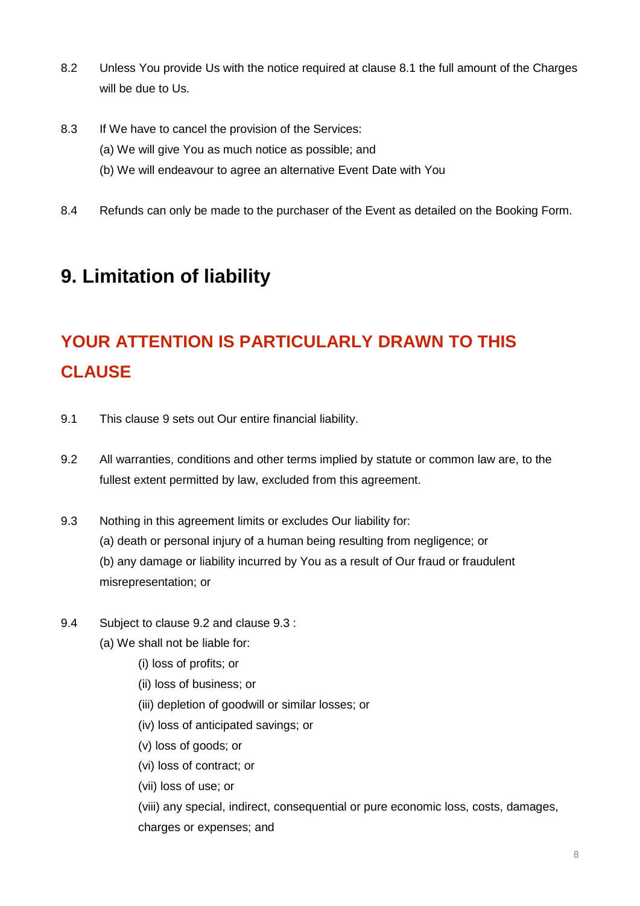8.2 Unless You provide Us with the notice required at clause 8.1 the full amount of the Charges will be due to Us.

8.3 If We have to cancel the provision of the Services:
(a) We will give You as much notice as possible; and
(b) We will endeavour to agree an alternative Event Date with You

8.4 Refunds can only be made to the purchaser of the Event as detailed on the Booking Form.

# 9. Limitation of liability

## YOUR ATTENTION IS PARTICULARLY DRAWN TO THIS CLAUSE

9.1 This clause 9 sets out Our entire financial liability.

9.2 All warranties, conditions and other terms implied by statute or common law are, to the fullest extent permitted by law, excluded from this agreement.

9.3 Nothing in this agreement limits or excludes Our liability for:
(a) death or personal injury of a human being resulting from negligence; or
(b) any damage or liability incurred by You as a result of Our fraud or fraudulent misrepresentation; or

9.4 Subject to clause 9.2 and clause 9.3 :
(a) We shall not be liable for:
(i) loss of profits; or
(ii) loss of business; or
(iii) depletion of goodwill or similar losses; or
(iv) loss of anticipated savings; or
(v) loss of goods; or
(vi) loss of contract; or
(vii) loss of use; or
(viii) any special, indirect, consequential or pure economic loss, costs, damages, charges or expenses; and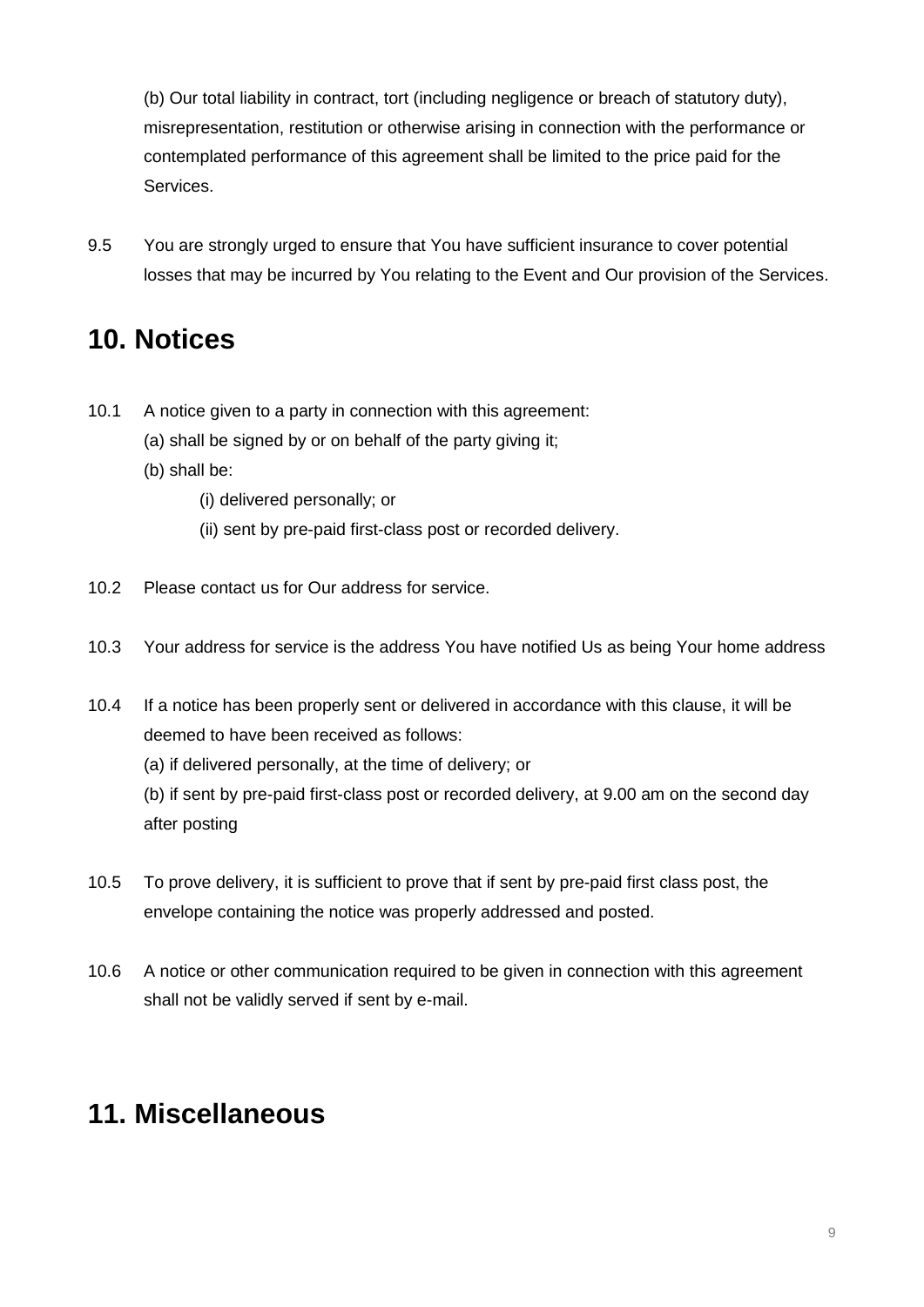(b) Our total liability in contract, tort (including negligence or breach of statutory duty), misrepresentation, restitution or otherwise arising in connection with the performance or contemplated performance of this agreement shall be limited to the price paid for the Services.

9.5 You are strongly urged to ensure that You have sufficient insurance to cover potential losses that may be incurred by You relating to the Event and Our provision of the Services.

## 10. Notices

10.1 A notice given to a party in connection with this agreement:

(a) shall be signed by or on behalf of the party giving it;

(b) shall be:

(i) delivered personally; or

(ii) sent by pre-paid first-class post or recorded delivery.

10.2 Please contact us for Our address for service.

10.3 Your address for service is the address You have notified Us as being Your home address

10.4 If a notice has been properly sent or delivered in accordance with this clause, it will be deemed to have been received as follows:

(a) if delivered personally, at the time of delivery; or

(b) if sent by pre-paid first-class post or recorded delivery, at 9.00 am on the second day after posting

10.5 To prove delivery, it is sufficient to prove that if sent by pre-paid first class post, the envelope containing the notice was properly addressed and posted.

10.6 A notice or other communication required to be given in connection with this agreement shall not be validly served if sent by e-mail.

## 11. Miscellaneous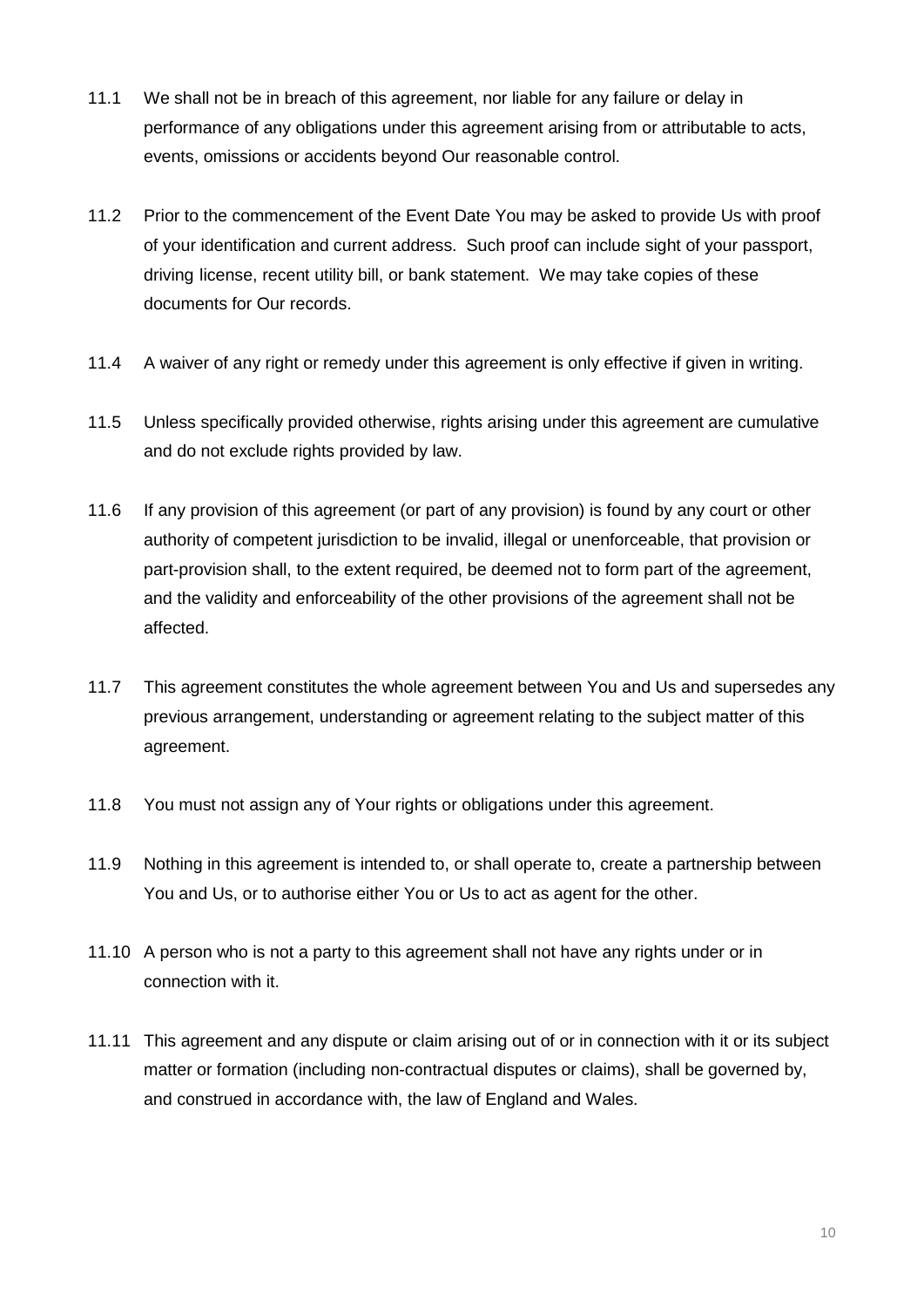11.1 We shall not be in breach of this agreement, nor liable for any failure or delay in performance of any obligations under this agreement arising from or attributable to acts, events, omissions or accidents beyond Our reasonable control.

11.2 Prior to the commencement of the Event Date You may be asked to provide Us with proof of your identification and current address. Such proof can include sight of your passport, driving license, recent utility bill, or bank statement. We may take copies of these documents for Our records.

11.4 A waiver of any right or remedy under this agreement is only effective if given in writing.

11.5 Unless specifically provided otherwise, rights arising under this agreement are cumulative and do not exclude rights provided by law.

11.6 If any provision of this agreement (or part of any provision) is found by any court or other authority of competent jurisdiction to be invalid, illegal or unenforceable, that provision or part-provision shall, to the extent required, be deemed not to form part of the agreement, and the validity and enforceability of the other provisions of the agreement shall not be affected.

11.7 This agreement constitutes the whole agreement between You and Us and supersedes any previous arrangement, understanding or agreement relating to the subject matter of this agreement.

11.8 You must not assign any of Your rights or obligations under this agreement.

11.9 Nothing in this agreement is intended to, or shall operate to, create a partnership between You and Us, or to authorise either You or Us to act as agent for the other.

11.10 A person who is not a party to this agreement shall not have any rights under or in connection with it.

11.11 This agreement and any dispute or claim arising out of or in connection with it or its subject matter or formation (including non-contractual disputes or claims), shall be governed by, and construed in accordance with, the law of England and Wales.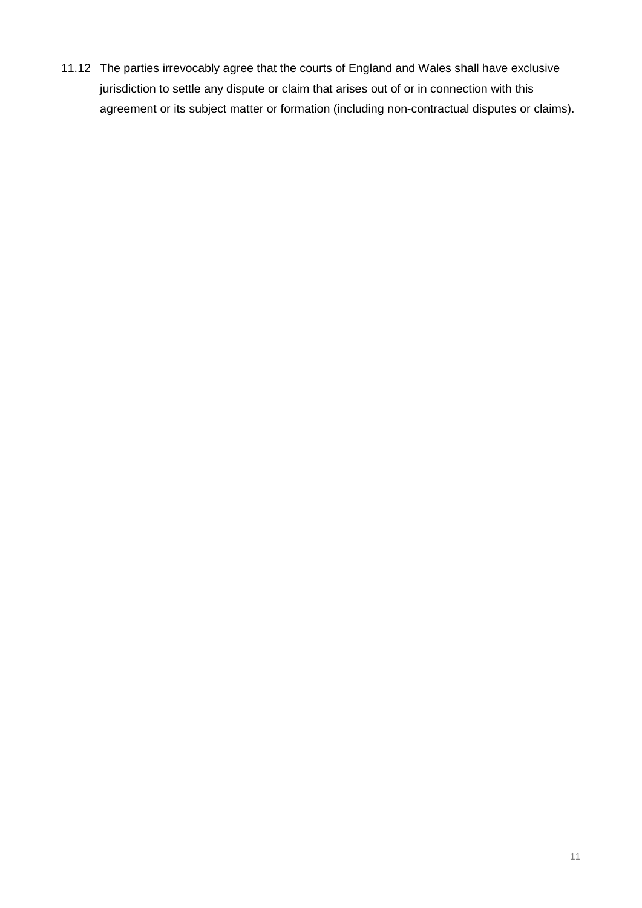11.12 The parties irrevocably agree that the courts of England and Wales shall have exclusive jurisdiction to settle any dispute or claim that arises out of or in connection with this agreement or its subject matter or formation (including non-contractual disputes or claims).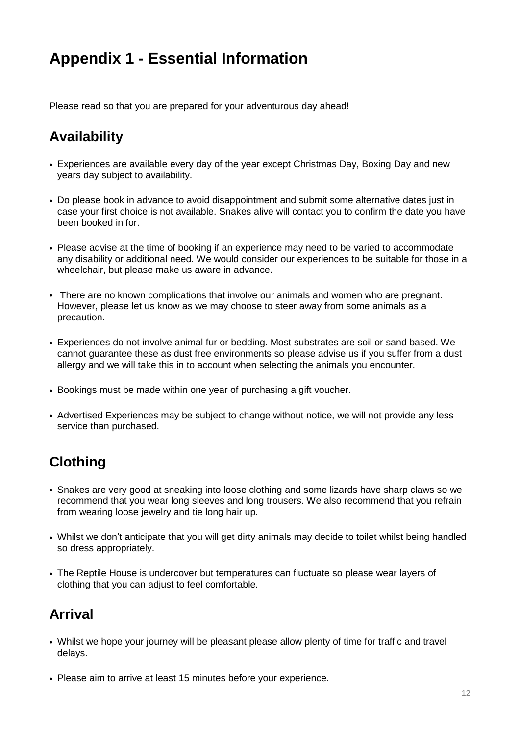# Appendix 1 - Essential Information

Please read so that you are prepared for your adventurous day ahead!

## Availability

- Experiences are available every day of the year except Christmas Day, Boxing Day and new years day subject to availability.
- Do please book in advance to avoid disappointment and submit some alternative dates just in case your first choice is not available. Snakes alive will contact you to confirm the date you have been booked in for.
- Please advise at the time of booking if an experience may need to be varied to accommodate any disability or additional need. We would consider our experiences to be suitable for those in a wheelchair, but please make us aware in advance.
- There are no known complications that involve our animals and women who are pregnant. However, please let us know as we may choose to steer away from some animals as a precaution.
- Experiences do not involve animal fur or bedding. Most substrates are soil or sand based. We cannot guarantee these as dust free environments so please advise us if you suffer from a dust allergy and we will take this in to account when selecting the animals you encounter.
- Bookings must be made within one year of purchasing a gift voucher.
- Advertised Experiences may be subject to change without notice, we will not provide any less service than purchased.

## Clothing

- Snakes are very good at sneaking into loose clothing and some lizards have sharp claws so we recommend that you wear long sleeves and long trousers. We also recommend that you refrain from wearing loose jewelry and tie long hair up.
- Whilst we don't anticipate that you will get dirty animals may decide to toilet whilst being handled so dress appropriately.
- The Reptile House is undercover but temperatures can fluctuate so please wear layers of clothing that you can adjust to feel comfortable.

## Arrival

- Whilst we hope your journey will be pleasant please allow plenty of time for traffic and travel delays.
- Please aim to arrive at least 15 minutes before your experience.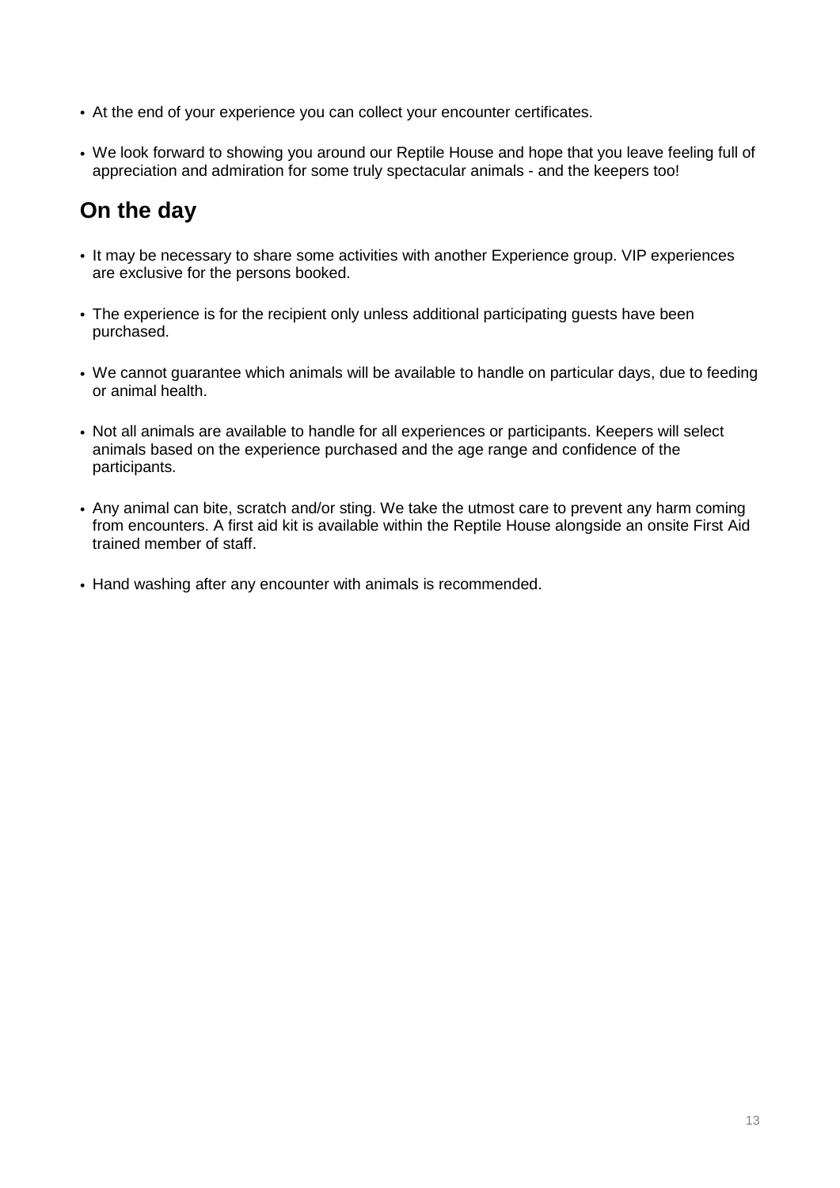- At the end of your experience you can collect your encounter certificates.
- We look forward to showing you around our Reptile House and hope that you leave feeling full of appreciation and admiration for some truly spectacular animals - and the keepers too!

## On the day

- It may be necessary to share some activities with another Experience group. VIP experiences are exclusive for the persons booked.
- The experience is for the recipient only unless additional participating guests have been purchased.
- We cannot guarantee which animals will be available to handle on particular days, due to feeding or animal health.
- Not all animals are available to handle for all experiences or participants. Keepers will select animals based on the experience purchased and the age range and confidence of the participants.
- Any animal can bite, scratch and/or sting. We take the utmost care to prevent any harm coming from encounters. A first aid kit is available within the Reptile House alongside an onsite First Aid trained member of staff.
- Hand washing after any encounter with animals is recommended.